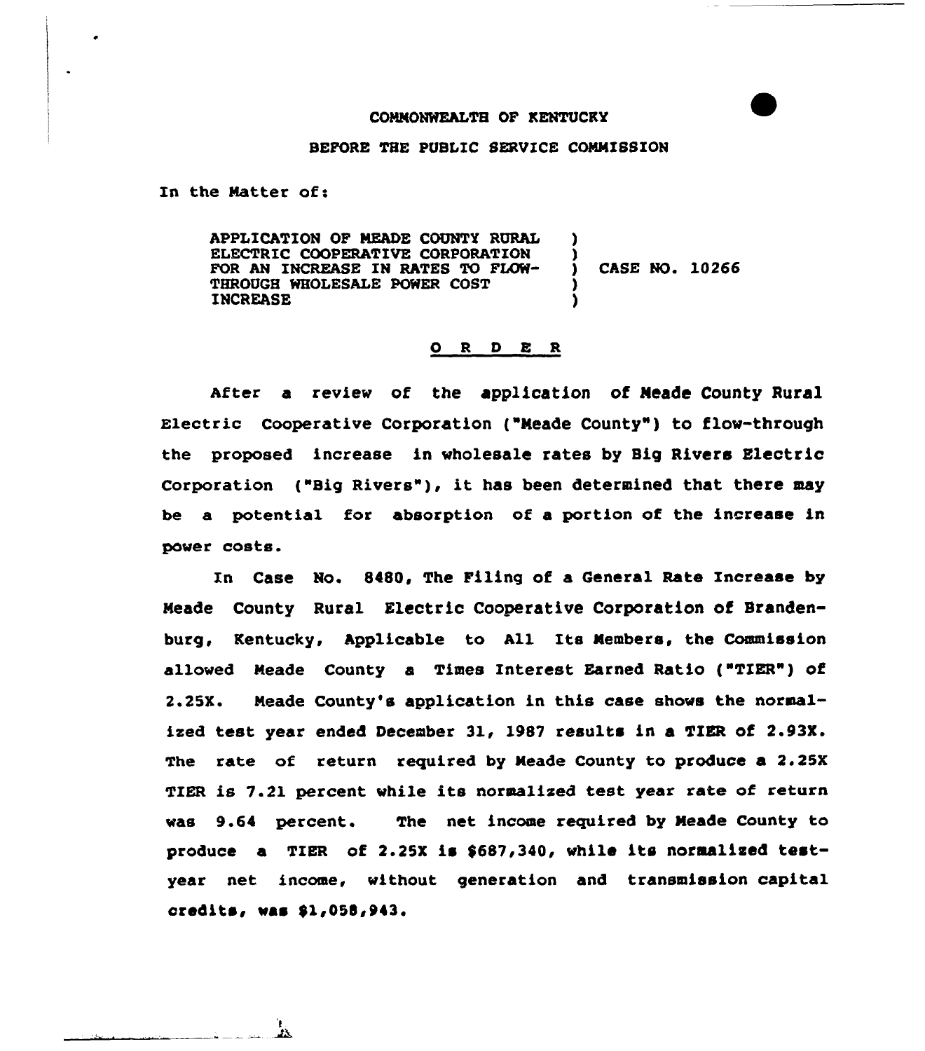COMMONWEALTH OF KENTUCKY

BEFORE THE PUBLIC SERVICE COMMISSION

In the Matter of:

| | | |
|---|---|---|
| APPLICATION OF MEADE COUNTY RURAL ELECTRIC COOPERATIVE CORPORATION FOR AN INCREASE IN RATES TO FLOW-THROUGH WHOLESALE POWER COST INCREASE | ) | CASE NO. 10266 |

O R D E R

After a review of the application of Meade County Rural Electric Cooperative Corporation ("Meade County") to flow-through the proposed increase in wholesale rates by Big Rivers Electric Corporation ("Big Rivers"), it has been determined that there may be a potential for absorption of a portion of the increase in power costs.

In Case No. 8480, The Filing of a General Rate Increase by Meade County Rural Electric Cooperative Corporation of Brandenburg, Kentucky, Applicable to All Its Members, the Commission allowed Meade County a Times Interest Earned Ratio ("TIER") of 2.25X. Meade County's application in this case shows the normalized test year ended December 31, 1987 results in a TIER of 2.93X. The rate of return required by Meade County to produce a 2.25X TIER is 7.21 percent while its normalized test year rate of return was 9.64 percent. The net income required by Meade County to produce a TIER of 2.25X is $687,340, while its normalized test-year net income, without generation and transmission capital credits, was $1,058,943.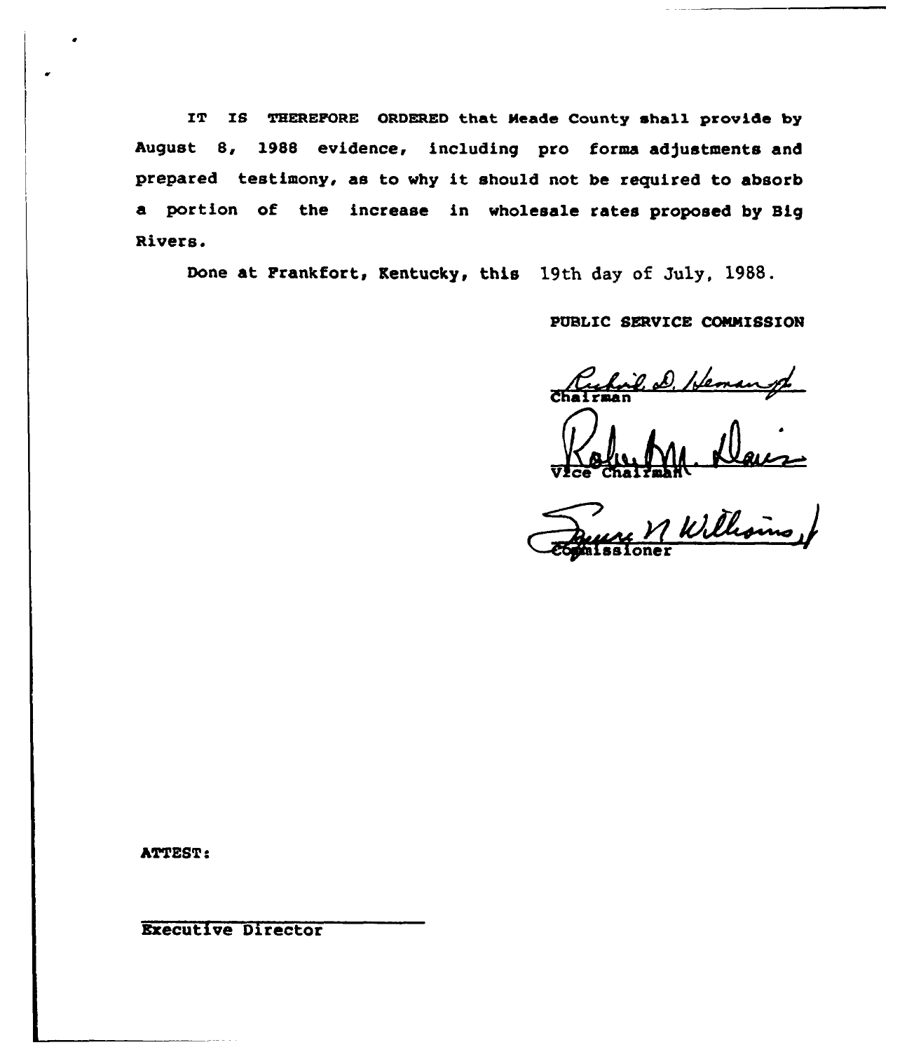IT IS THEREFORE ORDERED that Meade County shall provide by August 8, 1988 evidence, including pro forma adjustments and prepared testimony, as to why it should not be required to absorb a portion of the increase in wholesale rates proposed by Big Rivers.

Done at Frankfort, Kentucky, this 19th day of July, 1988.

PUBLIC SERVICE COMMISSION

Chairman

Vice Chairman

Commissioner

ATTEST:

Executive Director